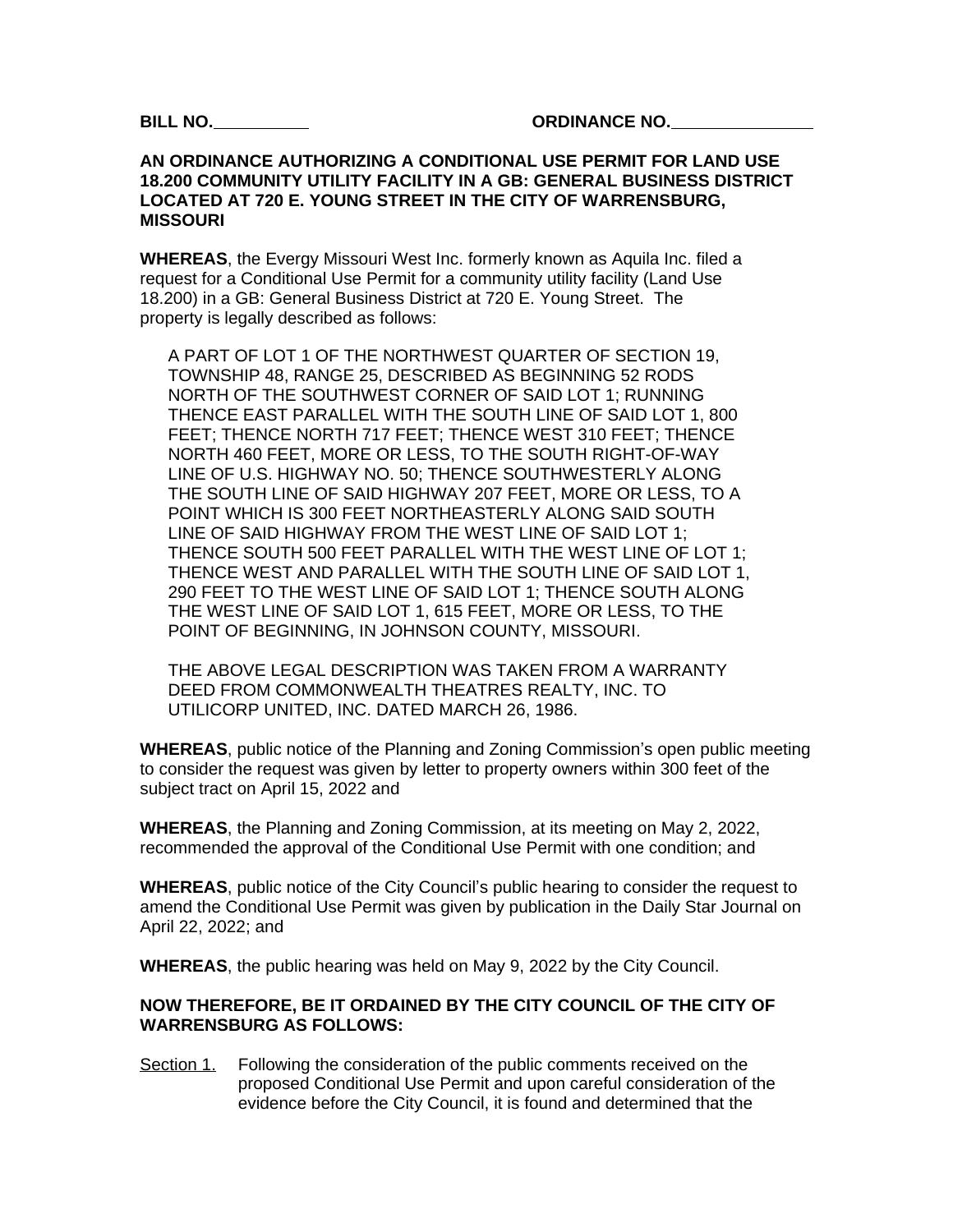**BILL NO.\_\_\_\_\_\_\_\_\_\_** **ORDINANCE NO.\_\_\_\_\_\_\_\_\_\_\_\_\_\_\_**

**AN ORDINANCE AUTHORIZING A CONDITIONAL USE PERMIT FOR LAND USE 18.200 COMMUNITY UTILITY FACILITY IN A GB: GENERAL BUSINESS DISTRICT LOCATED AT 720 E. YOUNG STREET IN THE CITY OF WARRENSBURG, MISSOURI**

**WHEREAS**, the Evergy Missouri West Inc. formerly known as Aquila Inc. filed a request for a Conditional Use Permit for a community utility facility (Land Use 18.200) in a GB: General Business District at 720 E. Young Street. The property is legally described as follows:

> A PART OF LOT 1 OF THE NORTHWEST QUARTER OF SECTION 19, TOWNSHIP 48, RANGE 25, DESCRIBED AS BEGINNING 52 RODS NORTH OF THE SOUTHWEST CORNER OF SAID LOT 1; RUNNING THENCE EAST PARALLEL WITH THE SOUTH LINE OF SAID LOT 1, 800 FEET; THENCE NORTH 717 FEET; THENCE WEST 310 FEET; THENCE NORTH 460 FEET, MORE OR LESS, TO THE SOUTH RIGHT-OF-WAY LINE OF U.S. HIGHWAY NO. 50; THENCE SOUTHWESTERLY ALONG THE SOUTH LINE OF SAID HIGHWAY 207 FEET, MORE OR LESS, TO A POINT WHICH IS 300 FEET NORTHEASTERLY ALONG SAID SOUTH LINE OF SAID HIGHWAY FROM THE WEST LINE OF SAID LOT 1; THENCE SOUTH 500 FEET PARALLEL WITH THE WEST LINE OF LOT 1; THENCE WEST AND PARALLEL WITH THE SOUTH LINE OF SAID LOT 1, 290 FEET TO THE WEST LINE OF SAID LOT 1; THENCE SOUTH ALONG THE WEST LINE OF SAID LOT 1, 615 FEET, MORE OR LESS, TO THE POINT OF BEGINNING, IN JOHNSON COUNTY, MISSOURI.
>
> THE ABOVE LEGAL DESCRIPTION WAS TAKEN FROM A WARRANTY DEED FROM COMMONWEALTH THEATRES REALTY, INC. TO UTILICORP UNITED, INC. DATED MARCH 26, 1986.

**WHEREAS**, public notice of the Planning and Zoning Commission's open public meeting to consider the request was given by letter to property owners within 300 feet of the subject tract on April 15, 2022 and

**WHEREAS**, the Planning and Zoning Commission, at its meeting on May 2, 2022, recommended the approval of the Conditional Use Permit with one condition; and

**WHEREAS**, public notice of the City Council's public hearing to consider the request to amend the Conditional Use Permit was given by publication in the Daily Star Journal on April 22, 2022; and

**WHEREAS**, the public hearing was held on May 9, 2022 by the City Council.

**NOW THEREFORE, BE IT ORDAINED BY THE CITY COUNCIL OF THE CITY OF WARRENSBURG AS FOLLOWS:**

Section 1. Following the consideration of the public comments received on the proposed Conditional Use Permit and upon careful consideration of the evidence before the City Council, it is found and determined that the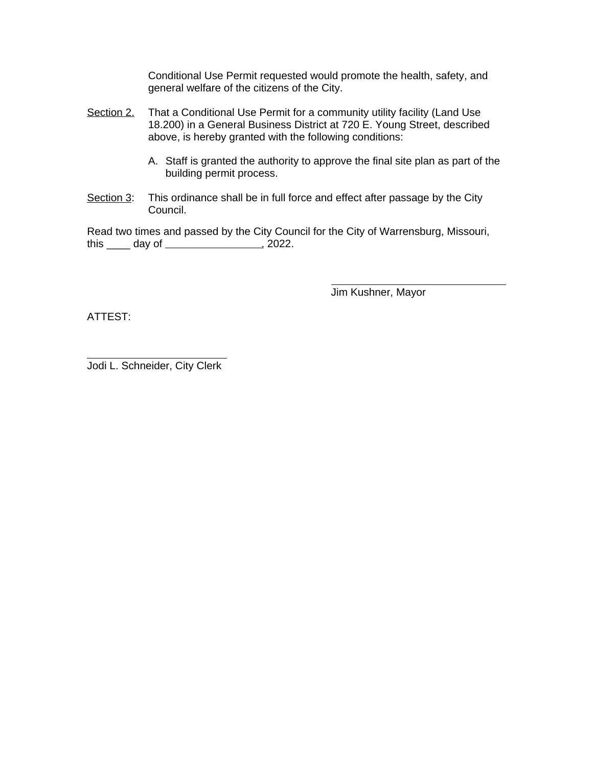Conditional Use Permit requested would promote the health, safety, and general welfare of the citizens of the City.

Section 2. That a Conditional Use Permit for a community utility facility (Land Use 18.200) in a General Business District at 720 E. Young Street, described above, is hereby granted with the following conditions:

A. Staff is granted the authority to approve the final site plan as part of the building permit process.

Section 3: This ordinance shall be in full force and effect after passage by the City Council.

Read two times and passed by the City Council for the City of Warrensburg, Missouri, this ____ day of ________________, 2022.

________________________________
Jim Kushner, Mayor

ATTEST:

________________________________
Jodi L. Schneider, City Clerk